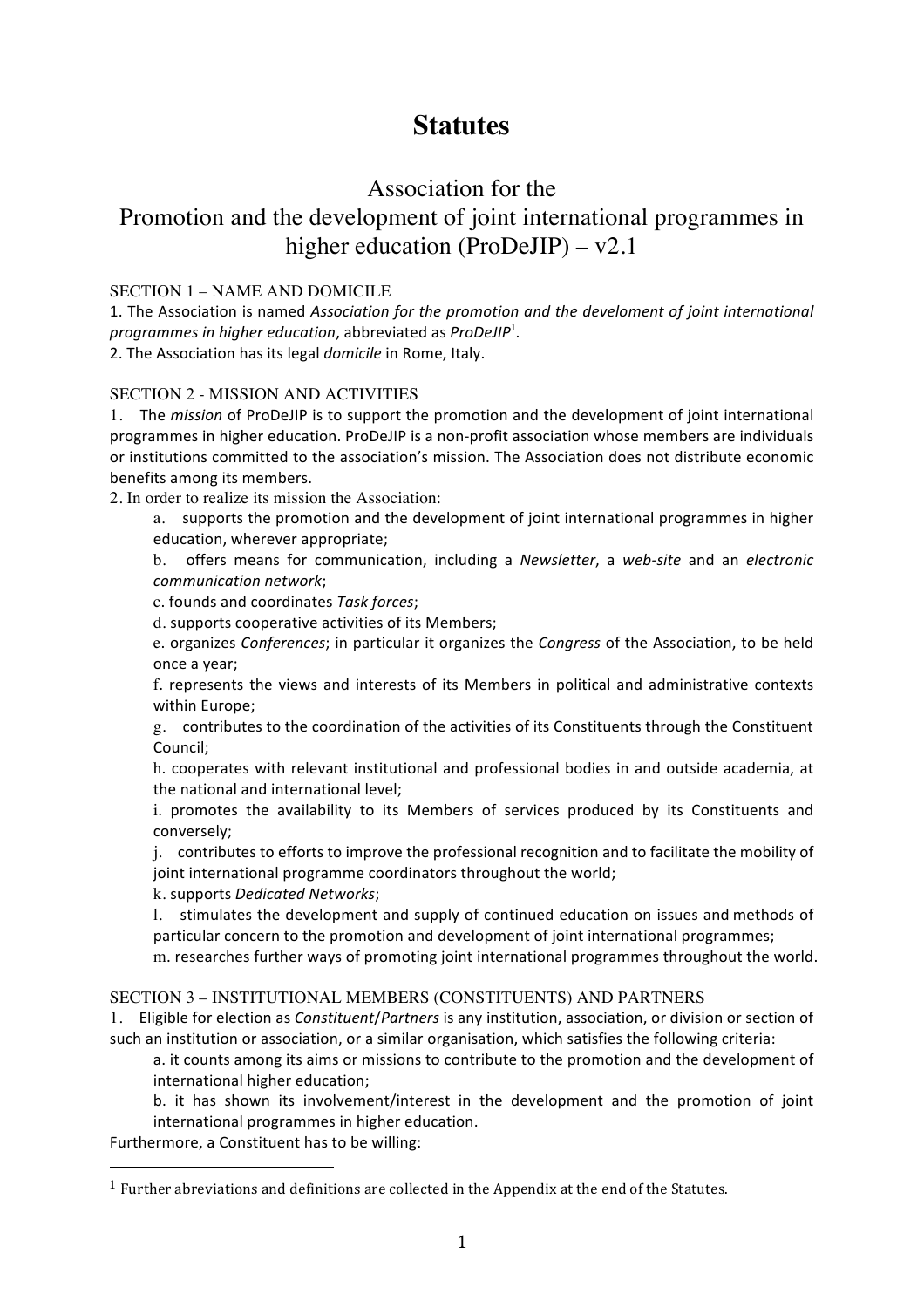# Statutes

## Association for the Promotion and the development of joint international programmes in higher education (ProDeJIP) – v2.1

SECTION 1 – NAME AND DOMICILE

1. The Association is named *Association for the promotion and the develoment of joint international programmes in higher education*, abbreviated as *ProDeJIP*[1].
2. The Association has its legal *domicile* in Rome, Italy.

SECTION 2 - MISSION AND ACTIVITIES

1. The *mission* of ProDeJIP is to support the promotion and the development of joint international programmes in higher education. ProDeJIP is a non-profit association whose members are individuals or institutions committed to the association's mission. The Association does not distribute economic benefits among its members.
2. In order to realize its mission the Association:
   a. supports the promotion and the development of joint international programmes in higher education, wherever appropriate;
   b. offers means for communication, including a *Newsletter*, a *web-site* and an *electronic communication network*;
   c. founds and coordinates *Task forces*;
   d. supports cooperative activities of its Members;
   e. organizes *Conferences*; in particular it organizes the *Congress* of the Association, to be held once a year;
   f. represents the views and interests of its Members in political and administrative contexts within Europe;
   g. contributes to the coordination of the activities of its Constituents through the Constituent Council;
   h. cooperates with relevant institutional and professional bodies in and outside academia, at the national and international level;
   i. promotes the availability to its Members of services produced by its Constituents and conversely;
   j. contributes to efforts to improve the professional recognition and to facilitate the mobility of joint international programme coordinators throughout the world;
   k. supports *Dedicated Networks*;
   l. stimulates the development and supply of continued education on issues and methods of particular concern to the promotion and development of joint international programmes;
   m. researches further ways of promoting joint international programmes throughout the world.

SECTION 3 – INSTITUTIONAL MEMBERS (CONSTITUENTS) AND PARTNERS

1. Eligible for election as *Constituent*/*Partners* is any institution, association, or division or section of such an institution or association, or a similar organisation, which satisfies the following criteria:
   a. it counts among its aims or missions to contribute to the promotion and the development of international higher education;
   b. it has shown its involvement/interest in the development and the promotion of joint international programmes in higher education.

Furthermore, a Constituent has to be willing:

[1] Further abreviations and definitions are collected in the Appendix at the end of the Statutes.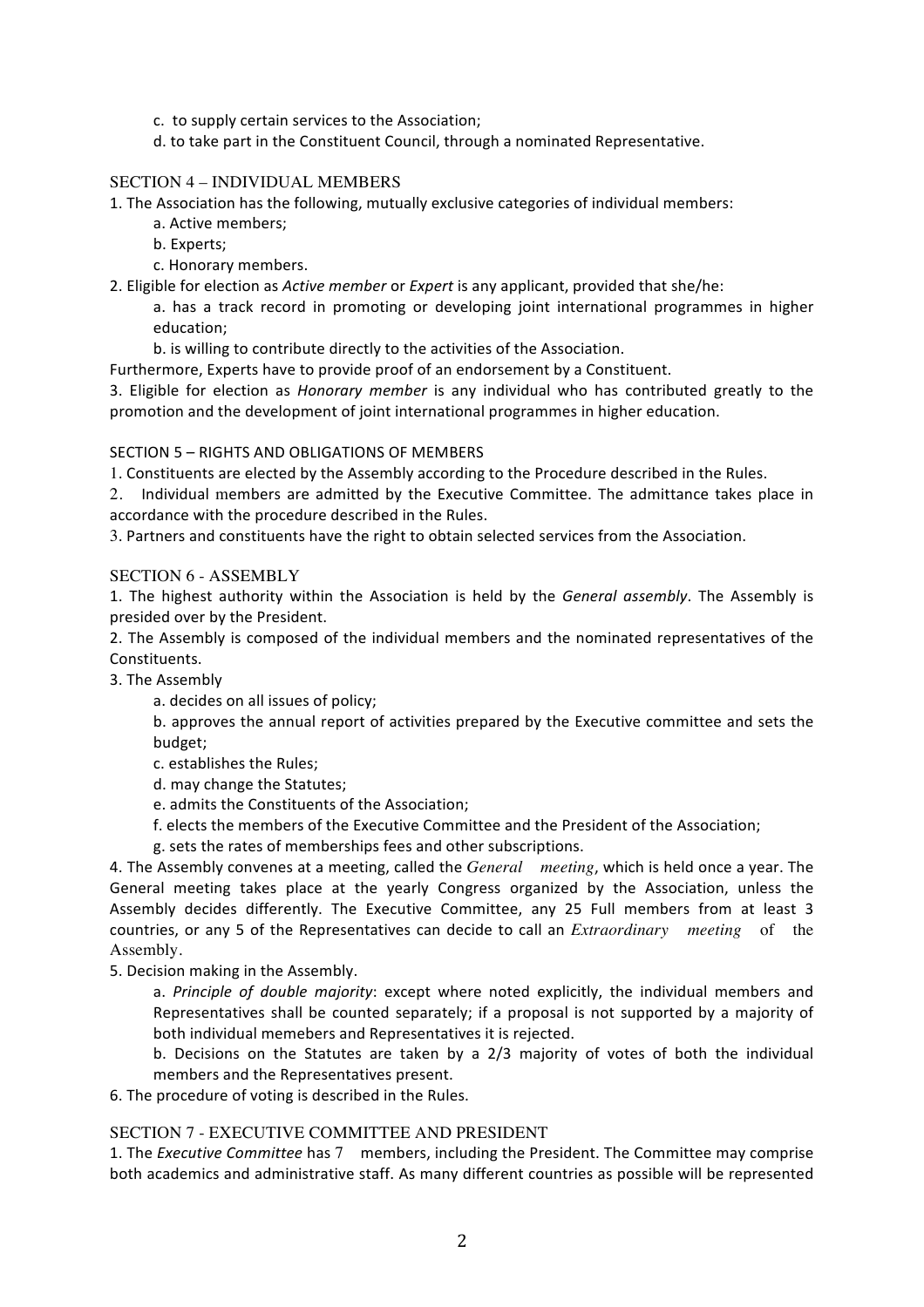c. to supply certain services to the Association;

d. to take part in the Constituent Council, through a nominated Representative.

## SECTION 4 – INDIVIDUAL MEMBERS

1. The Association has the following, mutually exclusive categories of individual members:

   a. Active members;

   b. Experts;

   c. Honorary members.

2. Eligible for election as *Active member* or *Expert* is any applicant, provided that she/he:

   a. has a track record in promoting or developing joint international programmes in higher education;

   b. is willing to contribute directly to the activities of the Association.

Furthermore, Experts have to provide proof of an endorsement by a Constituent.

3. Eligible for election as *Honorary member* is any individual who has contributed greatly to the promotion and the development of joint international programmes in higher education.

## SECTION 5 – RIGHTS AND OBLIGATIONS OF MEMBERS

1. Constituents are elected by the Assembly according to the Procedure described in the Rules.

2. Individual members are admitted by the Executive Committee. The admittance takes place in accordance with the procedure described in the Rules.

3. Partners and constituents have the right to obtain selected services from the Association.

## SECTION 6 - ASSEMBLY

1. The highest authority within the Association is held by the *General assembly*. The Assembly is presided over by the President.

2. The Assembly is composed of the individual members and the nominated representatives of the Constituents.

3. The Assembly

   a. decides on all issues of policy;

   b. approves the annual report of activities prepared by the Executive committee and sets the budget;

   c. establishes the Rules;

   d. may change the Statutes;

   e. admits the Constituents of the Association;

   f. elects the members of the Executive Committee and the President of the Association;

   g. sets the rates of memberships fees and other subscriptions.

4. The Assembly convenes at a meeting, called the *General meeting*, which is held once a year. The General meeting takes place at the yearly Congress organized by the Association, unless the Assembly decides differently. The Executive Committee, any 25 Full members from at least 3 countries, or any 5 of the Representatives can decide to call an *Extraordinary meeting* of the Assembly.

5. Decision making in the Assembly.

   a. *Principle of double majority*: except where noted explicitly, the individual members and Representatives shall be counted separately; if a proposal is not supported by a majority of both individual memebers and Representatives it is rejected.

   b. Decisions on the Statutes are taken by a 2/3 majority of votes of both the individual members and the Representatives present.

6. The procedure of voting is described in the Rules.

## SECTION 7 - EXECUTIVE COMMITTEE AND PRESIDENT

1. The *Executive Committee* has 7 members, including the President. The Committee may comprise both academics and administrative staff. As many different countries as possible will be represented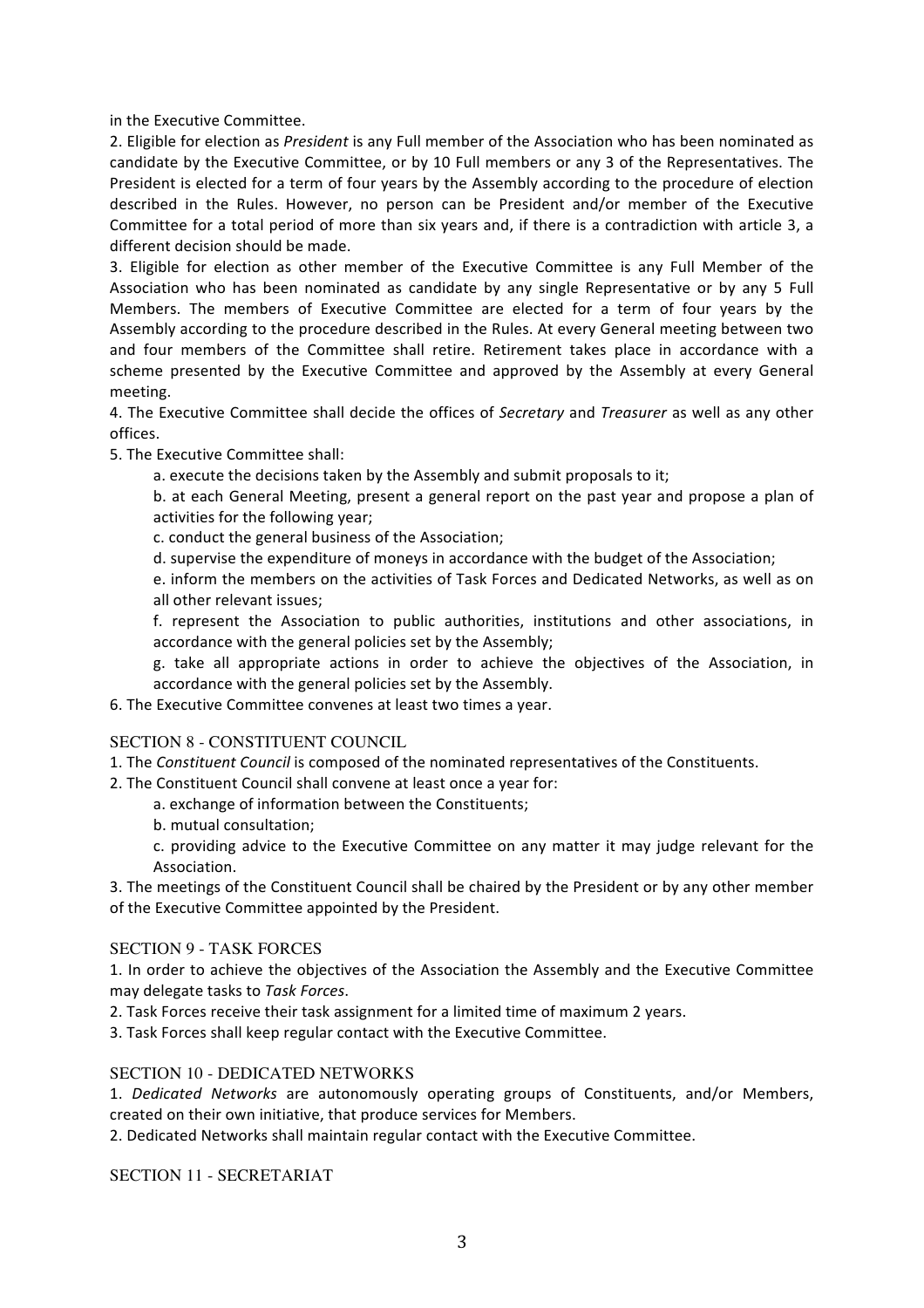in the Executive Committee.

2. Eligible for election as *President* is any Full member of the Association who has been nominated as candidate by the Executive Committee, or by 10 Full members or any 3 of the Representatives. The President is elected for a term of four years by the Assembly according to the procedure of election described in the Rules. However, no person can be President and/or member of the Executive Committee for a total period of more than six years and, if there is a contradiction with article 3, a different decision should be made.

3. Eligible for election as other member of the Executive Committee is any Full Member of the Association who has been nominated as candidate by any single Representative or by any 5 Full Members. The members of Executive Committee are elected for a term of four years by the Assembly according to the procedure described in the Rules. At every General meeting between two and four members of the Committee shall retire. Retirement takes place in accordance with a scheme presented by the Executive Committee and approved by the Assembly at every General meeting.

4. The Executive Committee shall decide the offices of *Secretary* and *Treasurer* as well as any other offices.

5. The Executive Committee shall:

   a. execute the decisions taken by the Assembly and submit proposals to it;

   b. at each General Meeting, present a general report on the past year and propose a plan of activities for the following year;

   c. conduct the general business of the Association;

   d. supervise the expenditure of moneys in accordance with the budget of the Association;

   e. inform the members on the activities of Task Forces and Dedicated Networks, as well as on all other relevant issues;

   f. represent the Association to public authorities, institutions and other associations, in accordance with the general policies set by the Assembly;

   g. take all appropriate actions in order to achieve the objectives of the Association, in accordance with the general policies set by the Assembly.

6. The Executive Committee convenes at least two times a year.

## SECTION 8 - CONSTITUENT COUNCIL

1. The *Constituent Council* is composed of the nominated representatives of the Constituents.

2. The Constituent Council shall convene at least once a year for:

   a. exchange of information between the Constituents;

   b. mutual consultation;

   c. providing advice to the Executive Committee on any matter it may judge relevant for the Association.

3. The meetings of the Constituent Council shall be chaired by the President or by any other member of the Executive Committee appointed by the President.

## SECTION 9 - TASK FORCES

1. In order to achieve the objectives of the Association the Assembly and the Executive Committee may delegate tasks to *Task Forces*.

2. Task Forces receive their task assignment for a limited time of maximum 2 years.

3. Task Forces shall keep regular contact with the Executive Committee.

## SECTION 10 - DEDICATED NETWORKS

1. *Dedicated Networks* are autonomously operating groups of Constituents, and/or Members, created on their own initiative, that produce services for Members.

2. Dedicated Networks shall maintain regular contact with the Executive Committee.

## SECTION 11 - SECRETARIAT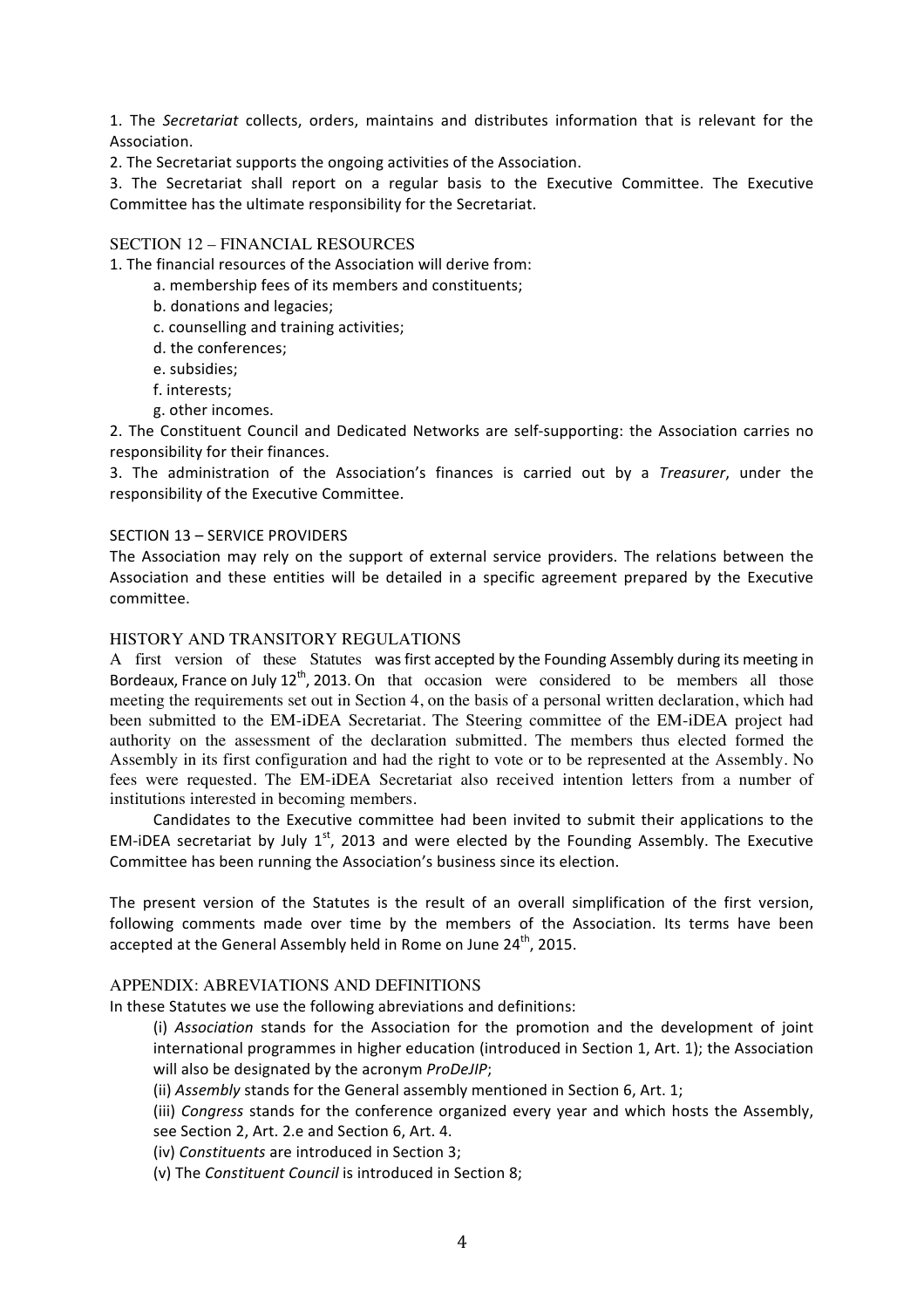1. The *Secretariat* collects, orders, maintains and distributes information that is relevant for the Association.

2. The Secretariat supports the ongoing activities of the Association.

3. The Secretariat shall report on a regular basis to the Executive Committee. The Executive Committee has the ultimate responsibility for the Secretariat.

## SECTION 12 – FINANCIAL RESOURCES

1. The financial resources of the Association will derive from:

   a. membership fees of its members and constituents;

   b. donations and legacies;

   c. counselling and training activities;

   d. the conferences;

   e. subsidies;

   f. interests;

   g. other incomes.

2. The Constituent Council and Dedicated Networks are self-supporting: the Association carries no responsibility for their finances.

3. The administration of the Association's finances is carried out by a *Treasurer*, under the responsibility of the Executive Committee.

## SECTION 13 – SERVICE PROVIDERS

The Association may rely on the support of external service providers. The relations between the Association and these entities will be detailed in a specific agreement prepared by the Executive committee.

## HISTORY AND TRANSITORY REGULATIONS

A first version of these Statutes was first accepted by the Founding Assembly during its meeting in Bordeaux, France on July 12th, 2013. On that occasion were considered to be members all those meeting the requirements set out in Section 4, on the basis of a personal written declaration, which had been submitted to the EM-iDEA Secretariat. The Steering committee of the EM-iDEA project had authority on the assessment of the declaration submitted. The members thus elected formed the Assembly in its first configuration and had the right to vote or to be represented at the Assembly. No fees were requested. The EM-iDEA Secretariat also received intention letters from a number of institutions interested in becoming members.

Candidates to the Executive committee had been invited to submit their applications to the EM-iDEA secretariat by July 1st, 2013 and were elected by the Founding Assembly. The Executive Committee has been running the Association's business since its election.

The present version of the Statutes is the result of an overall simplification of the first version, following comments made over time by the members of the Association. Its terms have been accepted at the General Assembly held in Rome on June 24th, 2015.

## APPENDIX: ABREVIATIONS AND DEFINITIONS

In these Statutes we use the following abreviations and definitions:

(i) *Association* stands for the Association for the promotion and the development of joint international programmes in higher education (introduced in Section 1, Art. 1); the Association will also be designated by the acronym *ProDeJIP*;

(ii) *Assembly* stands for the General assembly mentioned in Section 6, Art. 1;

(iii) *Congress* stands for the conference organized every year and which hosts the Assembly, see Section 2, Art. 2.e and Section 6, Art. 4.

(iv) *Constituents* are introduced in Section 3;

(v) The *Constituent Council* is introduced in Section 8;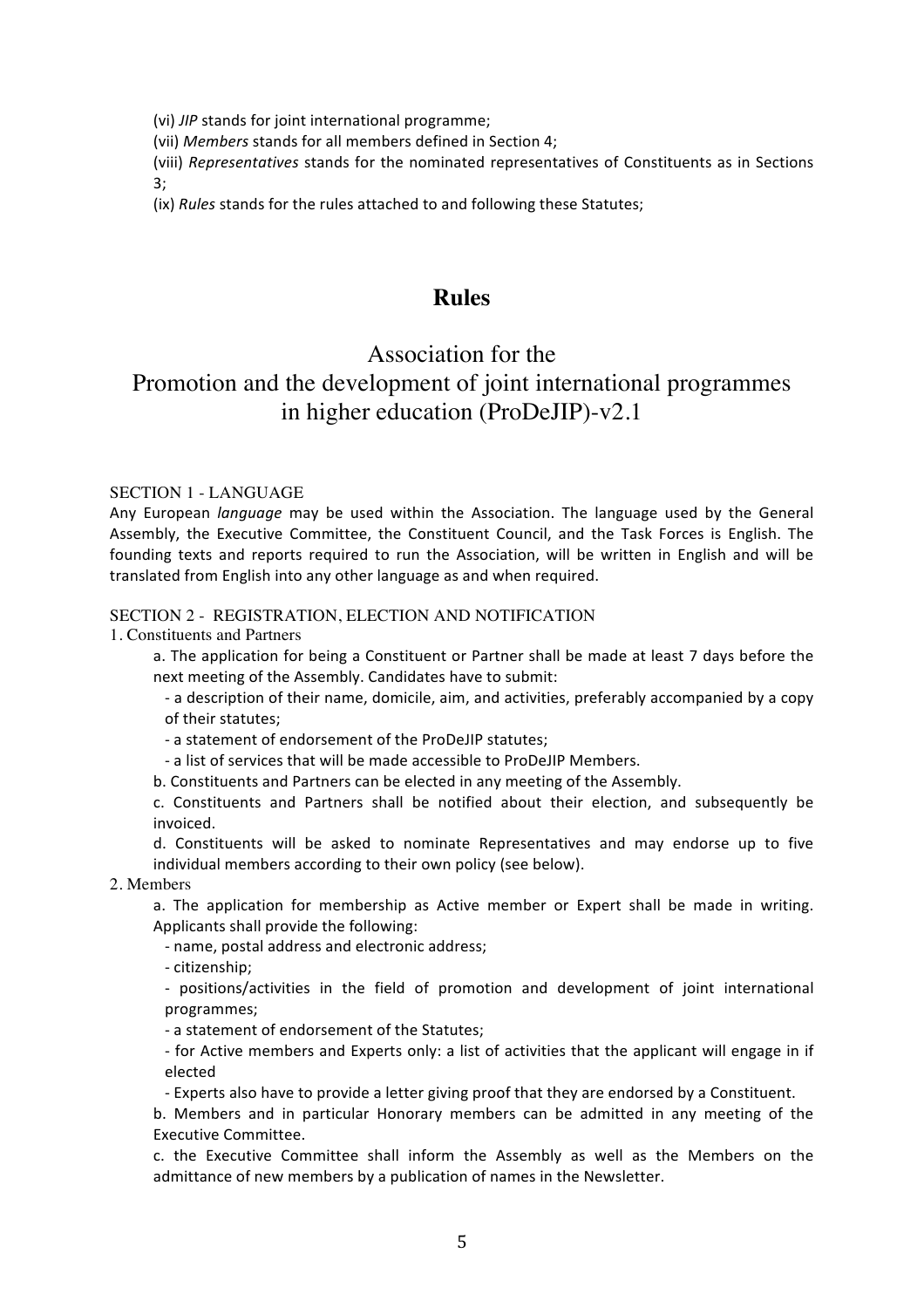(vi) *JIP* stands for joint international programme;

(vii) *Members* stands for all members defined in Section 4;

(viii) *Representatives* stands for the nominated representatives of Constituents as in Sections 3;

(ix) *Rules* stands for the rules attached to and following these Statutes;

# Rules

## Association for the Promotion and the development of joint international programmes in higher education (ProDeJIP)-v2.1

### SECTION 1 - LANGUAGE

Any European *language* may be used within the Association. The language used by the General Assembly, the Executive Committee, the Constituent Council, and the Task Forces is English. The founding texts and reports required to run the Association, will be written in English and will be translated from English into any other language as and when required.

### SECTION 2 - REGISTRATION, ELECTION AND NOTIFICATION

1. Constituents and Partners

a. The application for being a Constituent or Partner shall be made at least 7 days before the next meeting of the Assembly. Candidates have to submit:

- a description of their name, domicile, aim, and activities, preferably accompanied by a copy of their statutes;
- a statement of endorsement of the ProDeJIP statutes;
- a list of services that will be made accessible to ProDeJIP Members.

b. Constituents and Partners can be elected in any meeting of the Assembly.

c. Constituents and Partners shall be notified about their election, and subsequently be invoiced.

d. Constituents will be asked to nominate Representatives and may endorse up to five individual members according to their own policy (see below).

2. Members

a. The application for membership as Active member or Expert shall be made in writing. Applicants shall provide the following:

- name, postal address and electronic address;
- citizenship;
- positions/activities in the field of promotion and development of joint international programmes;
- a statement of endorsement of the Statutes;
- for Active members and Experts only: a list of activities that the applicant will engage in if elected
- Experts also have to provide a letter giving proof that they are endorsed by a Constituent.

b. Members and in particular Honorary members can be admitted in any meeting of the Executive Committee.

c. the Executive Committee shall inform the Assembly as well as the Members on the admittance of new members by a publication of names in the Newsletter.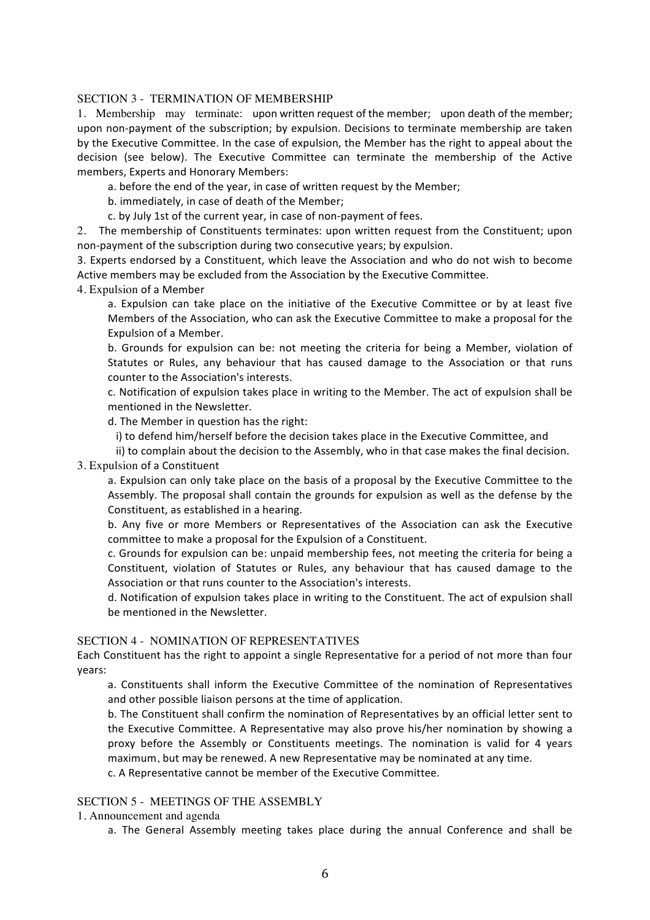## SECTION 3 - TERMINATION OF MEMBERSHIP

1. Membership may terminate: upon written request of the member; upon death of the member; upon non-payment of the subscription; by expulsion. Decisions to terminate membership are taken by the Executive Committee. In the case of expulsion, the Member has the right to appeal about the decision (see below). The Executive Committee can terminate the membership of the Active members, Experts and Honorary Members:

   a. before the end of the year, in case of written request by the Member;

   b. immediately, in case of death of the Member;

   c. by July 1st of the current year, in case of non-payment of fees.

2. The membership of Constituents terminates: upon written request from the Constituent; upon non-payment of the subscription during two consecutive years; by expulsion.

3. Experts endorsed by a Constituent, which leave the Association and who do not wish to become Active members may be excluded from the Association by the Executive Committee.

4. Expulsion of a Member

   a. Expulsion can take place on the initiative of the Executive Committee or by at least five Members of the Association, who can ask the Executive Committee to make a proposal for the Expulsion of a Member.

   b. Grounds for expulsion can be: not meeting the criteria for being a Member, violation of Statutes or Rules, any behaviour that has caused damage to the Association or that runs counter to the Association's interests.

   c. Notification of expulsion takes place in writing to the Member. The act of expulsion shall be mentioned in the Newsletter.

   d. The Member in question has the right:

      i) to defend him/herself before the decision takes place in the Executive Committee, and

      ii) to complain about the decision to the Assembly, who in that case makes the final decision.

3. Expulsion of a Constituent

   a. Expulsion can only take place on the basis of a proposal by the Executive Committee to the Assembly. The proposal shall contain the grounds for expulsion as well as the defense by the Constituent, as established in a hearing.

   b. Any five or more Members or Representatives of the Association can ask the Executive committee to make a proposal for the Expulsion of a Constituent.

   c. Grounds for expulsion can be: unpaid membership fees, not meeting the criteria for being a Constituent, violation of Statutes or Rules, any behaviour that has caused damage to the Association or that runs counter to the Association's interests.

   d. Notification of expulsion takes place in writing to the Constituent. The act of expulsion shall be mentioned in the Newsletter.

## SECTION 4 - NOMINATION OF REPRESENTATIVES

Each Constituent has the right to appoint a single Representative for a period of not more than four years:

   a. Constituents shall inform the Executive Committee of the nomination of Representatives and other possible liaison persons at the time of application.

   b. The Constituent shall confirm the nomination of Representatives by an official letter sent to the Executive Committee. A Representative may also prove his/her nomination by showing a proxy before the Assembly or Constituents meetings. The nomination is valid for 4 years maximum, but may be renewed. A new Representative may be nominated at any time.

   c. A Representative cannot be member of the Executive Committee.

## SECTION 5 - MEETINGS OF THE ASSEMBLY

1. Announcement and agenda

   a. The General Assembly meeting takes place during the annual Conference and shall be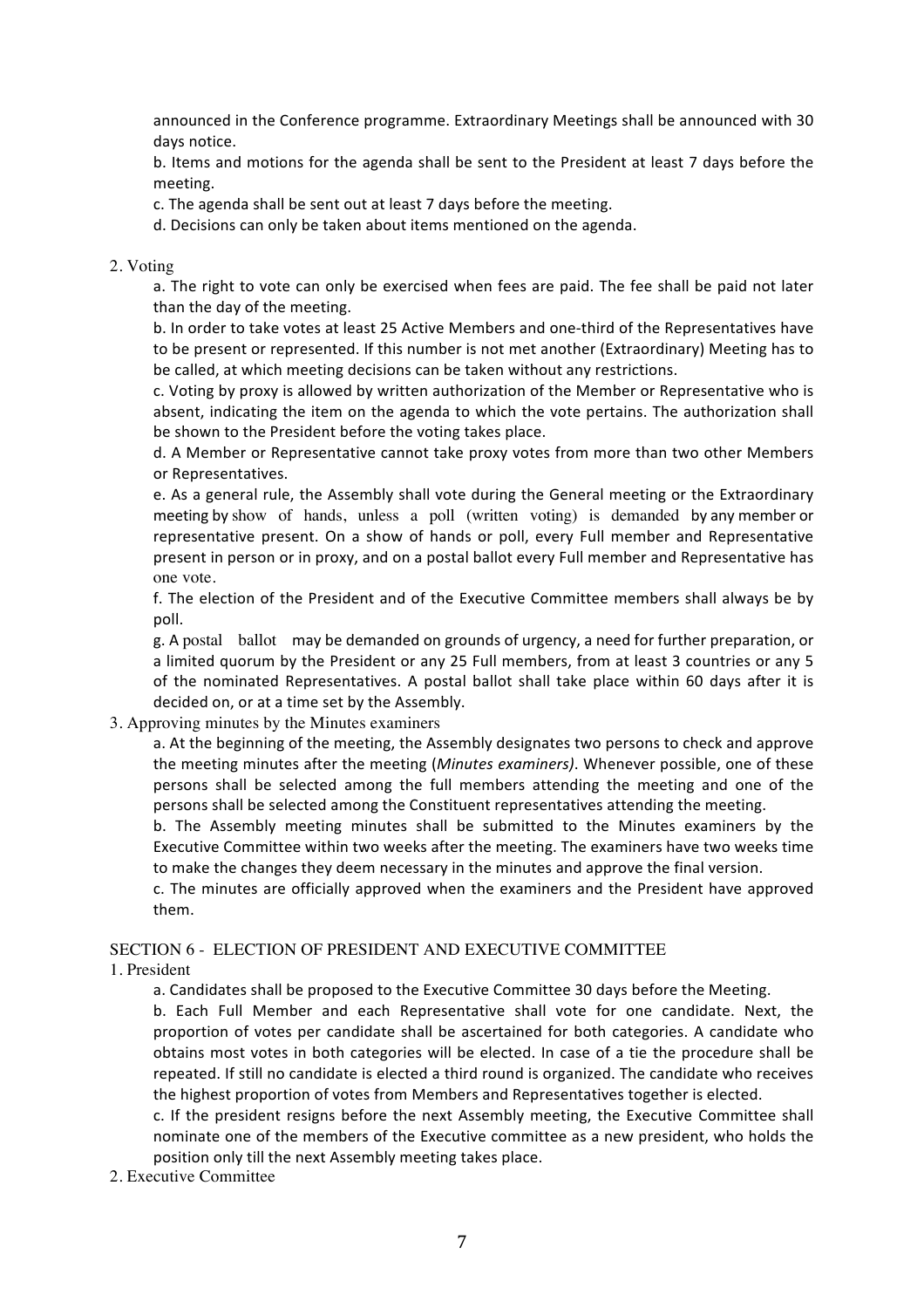announced in the Conference programme. Extraordinary Meetings shall be announced with 30 days notice.

b. Items and motions for the agenda shall be sent to the President at least 7 days before the meeting.

c. The agenda shall be sent out at least 7 days before the meeting.

d. Decisions can only be taken about items mentioned on the agenda.

2. Voting

a. The right to vote can only be exercised when fees are paid. The fee shall be paid not later than the day of the meeting.

b. In order to take votes at least 25 Active Members and one-third of the Representatives have to be present or represented. If this number is not met another (Extraordinary) Meeting has to be called, at which meeting decisions can be taken without any restrictions.

c. Voting by proxy is allowed by written authorization of the Member or Representative who is absent, indicating the item on the agenda to which the vote pertains. The authorization shall be shown to the President before the voting takes place.

d. A Member or Representative cannot take proxy votes from more than two other Members or Representatives.

e. As a general rule, the Assembly shall vote during the General meeting or the Extraordinary meeting by show of hands, unless a poll (written voting) is demanded by any member or representative present. On a show of hands or poll, every Full member and Representative present in person or in proxy, and on a postal ballot every Full member and Representative has one vote.

f. The election of the President and of the Executive Committee members shall always be by poll.

g. A postal ballot may be demanded on grounds of urgency, a need for further preparation, or a limited quorum by the President or any 25 Full members, from at least 3 countries or any 5 of the nominated Representatives. A postal ballot shall take place within 60 days after it is decided on, or at a time set by the Assembly.

3. Approving minutes by the Minutes examiners

a. At the beginning of the meeting, the Assembly designates two persons to check and approve the meeting minutes after the meeting (*Minutes examiners)*. Whenever possible, one of these persons shall be selected among the full members attending the meeting and one of the persons shall be selected among the Constituent representatives attending the meeting.

b. The Assembly meeting minutes shall be submitted to the Minutes examiners by the Executive Committee within two weeks after the meeting. The examiners have two weeks time to make the changes they deem necessary in the minutes and approve the final version.

c. The minutes are officially approved when the examiners and the President have approved them.

## SECTION 6 - ELECTION OF PRESIDENT AND EXECUTIVE COMMITTEE

1. President

a. Candidates shall be proposed to the Executive Committee 30 days before the Meeting.

b. Each Full Member and each Representative shall vote for one candidate. Next, the proportion of votes per candidate shall be ascertained for both categories. A candidate who obtains most votes in both categories will be elected. In case of a tie the procedure shall be repeated. If still no candidate is elected a third round is organized. The candidate who receives the highest proportion of votes from Members and Representatives together is elected.

c. If the president resigns before the next Assembly meeting, the Executive Committee shall nominate one of the members of the Executive committee as a new president, who holds the position only till the next Assembly meeting takes place.

2. Executive Committee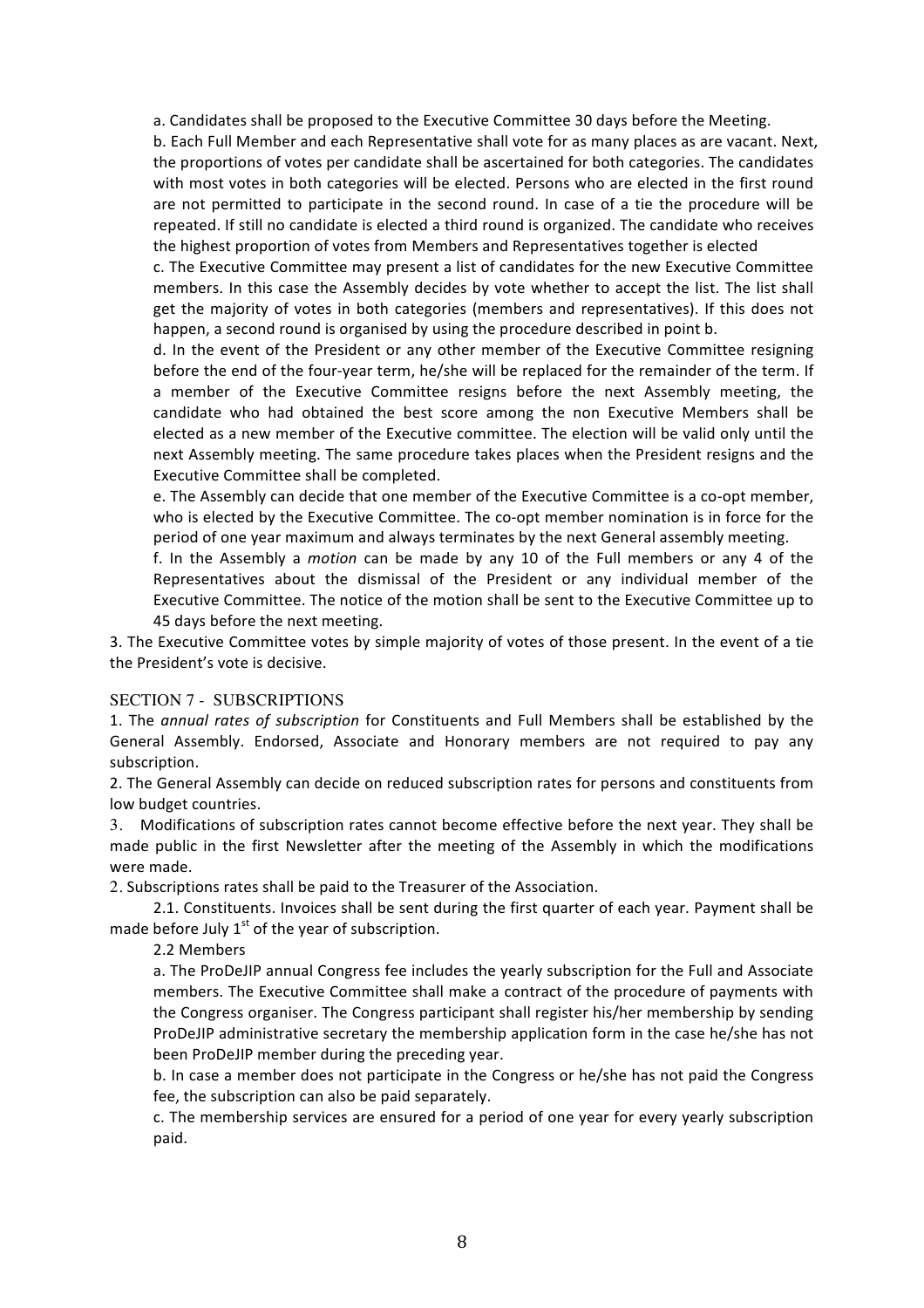a. Candidates shall be proposed to the Executive Committee 30 days before the Meeting.

b. Each Full Member and each Representative shall vote for as many places as are vacant. Next, the proportions of votes per candidate shall be ascertained for both categories. The candidates with most votes in both categories will be elected. Persons who are elected in the first round are not permitted to participate in the second round. In case of a tie the procedure will be repeated. If still no candidate is elected a third round is organized. The candidate who receives the highest proportion of votes from Members and Representatives together is elected

c. The Executive Committee may present a list of candidates for the new Executive Committee members. In this case the Assembly decides by vote whether to accept the list. The list shall get the majority of votes in both categories (members and representatives). If this does not happen, a second round is organised by using the procedure described in point b.

d. In the event of the President or any other member of the Executive Committee resigning before the end of the four-year term, he/she will be replaced for the remainder of the term. If a member of the Executive Committee resigns before the next Assembly meeting, the candidate who had obtained the best score among the non Executive Members shall be elected as a new member of the Executive committee. The election will be valid only until the next Assembly meeting. The same procedure takes places when the President resigns and the Executive Committee shall be completed.

e. The Assembly can decide that one member of the Executive Committee is a co-opt member, who is elected by the Executive Committee. The co-opt member nomination is in force for the period of one year maximum and always terminates by the next General assembly meeting.

f. In the Assembly a *motion* can be made by any 10 of the Full members or any 4 of the Representatives about the dismissal of the President or any individual member of the Executive Committee. The notice of the motion shall be sent to the Executive Committee up to 45 days before the next meeting.

3. The Executive Committee votes by simple majority of votes of those present. In the event of a tie the President's vote is decisive.

## SECTION 7 - SUBSCRIPTIONS

1. The *annual rates of subscription* for Constituents and Full Members shall be established by the General Assembly. Endorsed, Associate and Honorary members are not required to pay any subscription.

2. The General Assembly can decide on reduced subscription rates for persons and constituents from low budget countries.

3. Modifications of subscription rates cannot become effective before the next year. They shall be made public in the first Newsletter after the meeting of the Assembly in which the modifications were made.

2. Subscriptions rates shall be paid to the Treasurer of the Association.

2.1. Constituents. Invoices shall be sent during the first quarter of each year. Payment shall be made before July 1st of the year of subscription.

2.2 Members

a. The ProDeJIP annual Congress fee includes the yearly subscription for the Full and Associate members. The Executive Committee shall make a contract of the procedure of payments with the Congress organiser. The Congress participant shall register his/her membership by sending ProDeJIP administrative secretary the membership application form in the case he/she has not been ProDeJIP member during the preceding year.

b. In case a member does not participate in the Congress or he/she has not paid the Congress fee, the subscription can also be paid separately.

c. The membership services are ensured for a period of one year for every yearly subscription paid.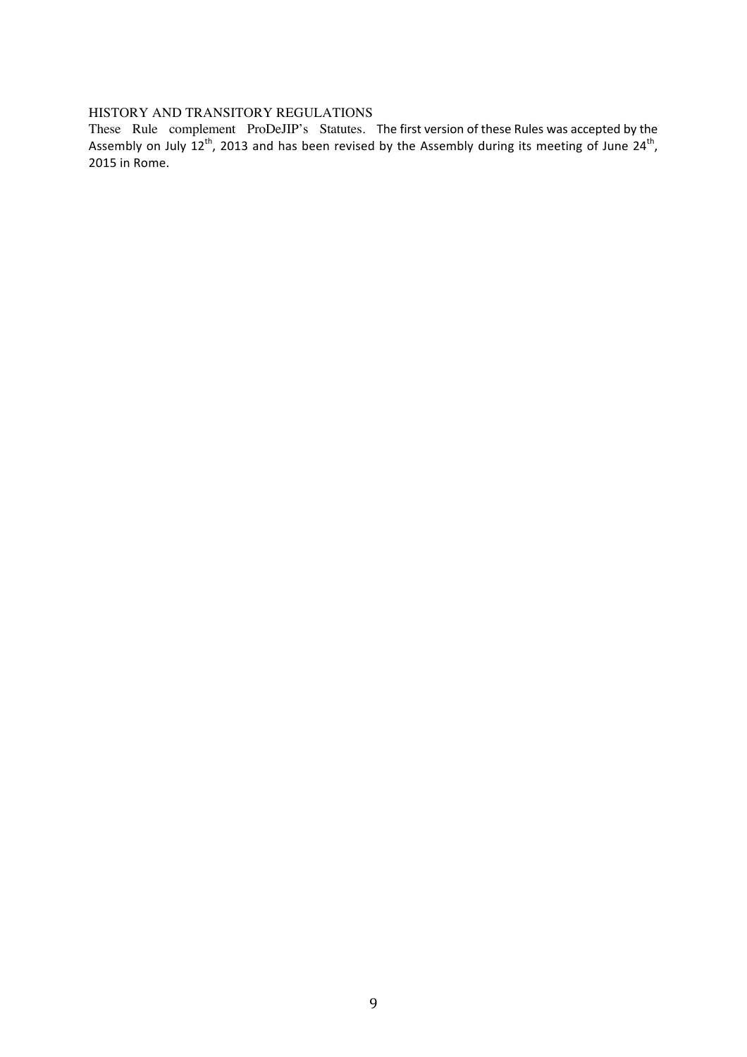## HISTORY AND TRANSITORY REGULATIONS

These Rule complement ProDeJIP's Statutes. The first version of these Rules was accepted by the Assembly on July 12th, 2013 and has been revised by the Assembly during its meeting of June 24th, 2015 in Rome.